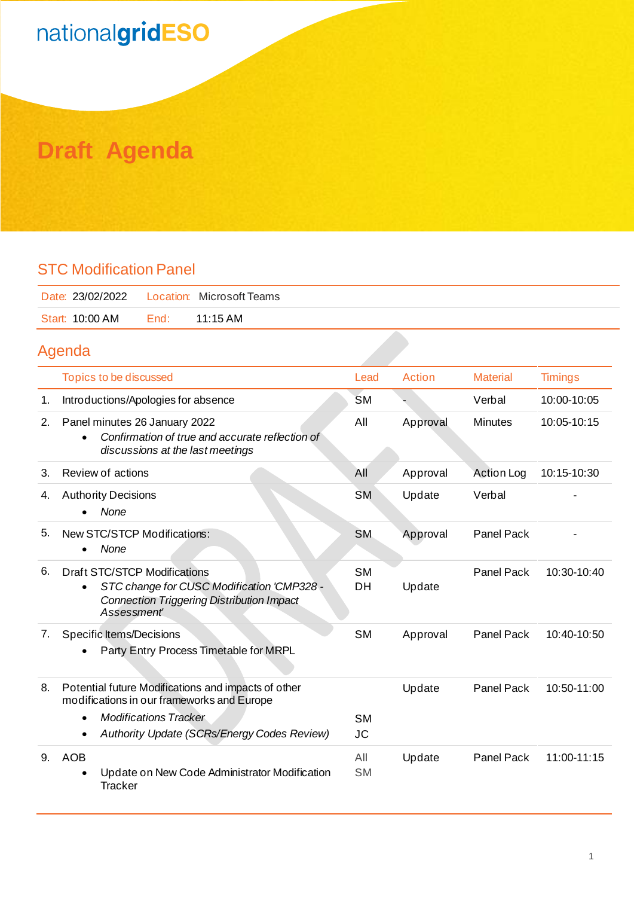nationalgridESO

# Draft Agenda

## STC Modification Panel

| Date: 23/02/2022 | Location: Microsoft Teams |
|---|---|
| Start: 10:00 AM | End: 11:15 AM |

## Agenda

| | Topics to be discussed | Lead | Action | Material | Timings |
|---|---|---|---|---|---|
| 1. | Introductions/Apologies for absence | SM | - | Verbal | 10:00-10:05 |
| 2. | Panel minutes 26 January 2022<br>• *Confirmation of true and accurate reflection of discussions at the last meetings* | All | Approval | Minutes | 10:05-10:15 |
| 3. | Review of actions | All | Approval | Action Log | 10:15-10:30 |
| 4. | Authority Decisions<br>• *None* | SM | Update | Verbal | - |
| 5. | New STC/STCP Modifications:<br>• *None* | SM | Approval | Panel Pack | - |
| 6. | Draft STC/STCP Modifications<br>• *STC change for CUSC Modification 'CMP328 - Connection Triggering Distribution Impact Assessment'* | SM<br>DH | Update | Panel Pack | 10:30-10:40 |
| 7. | Specific Items/Decisions<br>• Party Entry Process Timetable for MRPL | SM | Approval | Panel Pack | 10:40-10:50 |
| 8. | Potential future Modifications and impacts of other modifications in our frameworks and Europe<br>• *Modifications Tracker*<br>• *Authority Update (SCRs/Energy Codes Review)* | SM<br>JC | Update | Panel Pack | 10:50-11:00 |
| 9. | AOB<br>• Update on New Code Administrator Modification Tracker | All<br>SM | Update | Panel Pack | 11:00-11:15 |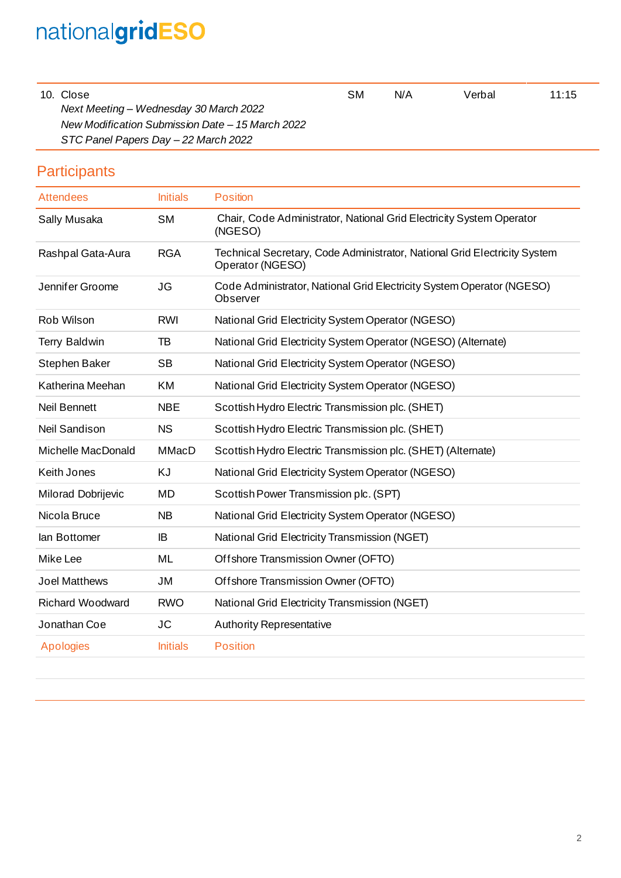| | | | | |
|---|---|---|---|---|
| 10. Close<br>*Next Meeting – Wednesday 30 March 2022*<br>*New Modification Submission Date – 15 March 2022*<br>*STC Panel Papers Day – 22 March 2022* | SM | N/A | Verbal | 11:15 |

## Participants

| Attendees | Initials | Position |
|---|---|---|
| Sally Musaka | SM | Chair, Code Administrator, National Grid Electricity System Operator (NGESO) |
| Rashpal Gata-Aura | RGA | Technical Secretary, Code Administrator, National Grid Electricity System Operator (NGESO) |
| Jennifer Groome | JG | Code Administrator, National Grid Electricity System Operator (NGESO) Observer |
| Rob Wilson | RWI | National Grid Electricity System Operator (NGESO) |
| Terry Baldwin | TB | National Grid Electricity System Operator (NGESO) (Alternate) |
| Stephen Baker | SB | National Grid Electricity System Operator (NGESO) |
| Katherina Meehan | KM | National Grid Electricity System Operator (NGESO) |
| Neil Bennett | NBE | Scottish Hydro Electric Transmission plc. (SHET) |
| Neil Sandison | NS | Scottish Hydro Electric Transmission plc. (SHET) |
| Michelle MacDonald | MMacD | Scottish Hydro Electric Transmission plc. (SHET) (Alternate) |
| Keith Jones | KJ | National Grid Electricity System Operator (NGESO) |
| Milorad Dobrijevic | MD | Scottish Power Transmission plc. (SPT) |
| Nicola Bruce | NB | National Grid Electricity System Operator (NGESO) |
| Ian Bottomer | IB | National Grid Electricity Transmission (NGET) |
| Mike Lee | ML | Offshore Transmission Owner (OFTO) |
| Joel Matthews | JM | Offshore Transmission Owner (OFTO) |
| Richard Woodward | RWO | National Grid Electricity Transmission (NGET) |
| Jonathan Coe | JC | Authority Representative |
| **Apologies** | **Initials** | **Position** |
| | | |